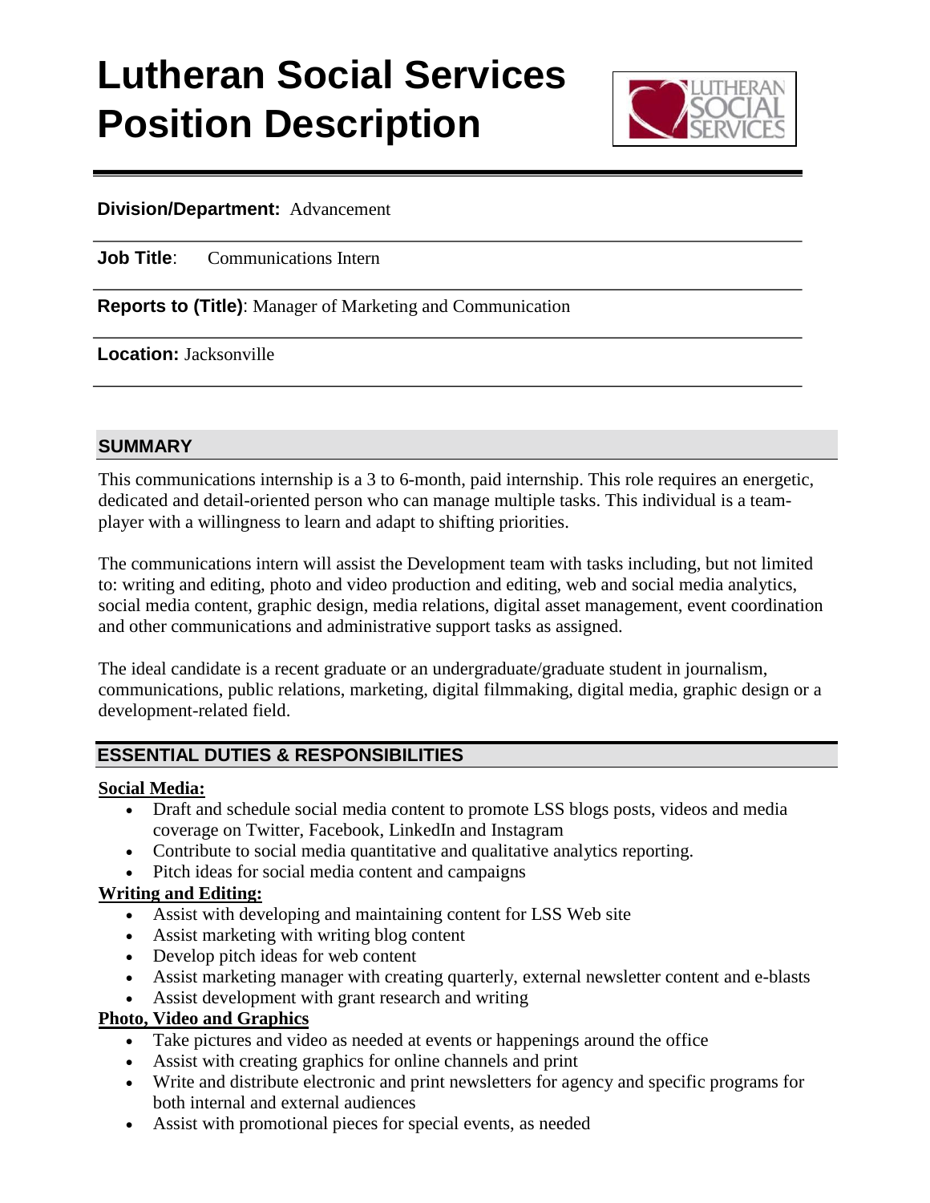# Lutheran Social Services Position Description

**Division/Department:** Advancement

**Job Title**: Communications Intern

**Reports to (Title)**: Manager of Marketing and Communication

**Location:** Jacksonville

## SUMMARY

This communications internship is a 3 to 6-month, paid internship. This role requires an energetic, dedicated and detail-oriented person who can manage multiple tasks. This individual is a team-player with a willingness to learn and adapt to shifting priorities.

The communications intern will assist the Development team with tasks including, but not limited to: writing and editing, photo and video production and editing, web and social media analytics, social media content, graphic design, media relations, digital asset management, event coordination and other communications and administrative support tasks as assigned.

The ideal candidate is a recent graduate or an undergraduate/graduate student in journalism, communications, public relations, marketing, digital filmmaking, digital media, graphic design or a development-related field.

## ESSENTIAL DUTIES & RESPONSIBILITIES

**Social Media:**

- Draft and schedule social media content to promote LSS blogs posts, videos and media coverage on Twitter, Facebook, LinkedIn and Instagram
- Contribute to social media quantitative and qualitative analytics reporting.
- Pitch ideas for social media content and campaigns

**Writing and Editing:**

- Assist with developing and maintaining content for LSS Web site
- Assist marketing with writing blog content
- Develop pitch ideas for web content
- Assist marketing manager with creating quarterly, external newsletter content and e-blasts
- Assist development with grant research and writing

**Photo, Video and Graphics**

- Take pictures and video as needed at events or happenings around the office
- Assist with creating graphics for online channels and print
- Write and distribute electronic and print newsletters for agency and specific programs for both internal and external audiences
- Assist with promotional pieces for special events, as needed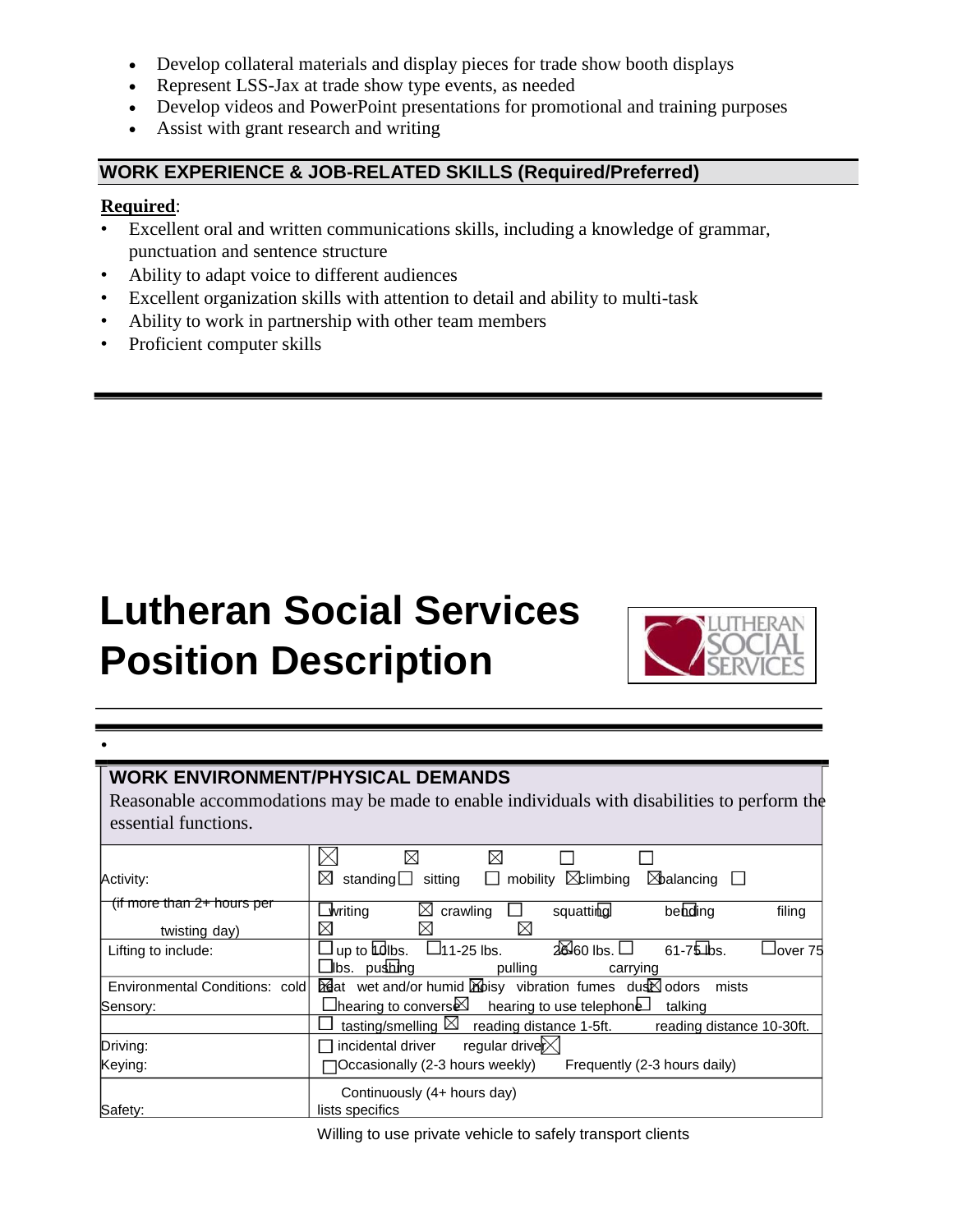- Develop collateral materials and display pieces for trade show booth displays
- Represent LSS-Jax at trade show type events, as needed
- Develop videos and PowerPoint presentations for promotional and training purposes
- Assist with grant research and writing

## WORK EXPERIENCE & JOB-RELATED SKILLS (Required/Preferred)

**Required**:

- Excellent oral and written communications skills, including a knowledge of grammar, punctuation and sentence structure
- Ability to adapt voice to different audiences
- Excellent organization skills with attention to detail and ability to multi-task
- Ability to work in partnership with other team members
- Proficient computer skills

# Lutheran Social Services Position Description

## WORK ENVIRONMENT/PHYSICAL DEMANDS

Reasonable accommodations may be made to enable individuals with disabilities to perform the essential functions.

| | |
|---|---|
| Activity: | ☒ standing ☐ sitting ☐ mobility ☒ climbing ☒ balancing ☐ |
| (if more than 2+ hours per twisting day) | ☐ writing ☒ crawling ☐ squatting ☐ bending ☐ filing |
| Lifting to include: | ☐ up to 10 lbs. ☐ 11-25 lbs. ☒ 26-60 lbs. ☐ 61-75 lbs. ☐ over 75 lbs. pushing pulling carrying |
| Environmental Conditions: cold | ☒ heat wet and/or humid ☒ noisy vibration fumes dust ☒ odors mists |
| Sensory: | ☐ hearing to converse ☒ hearing to use telephone ☐ talking |
| | ☐ tasting/smelling ☒ reading distance 1-5ft. reading distance 10-30ft. |
| Driving: | ☐ incidental driver regular driver ☒ |
| Keying: | ☐ Occasionally (2-3 hours weekly) Frequently (2-3 hours daily) |
| Safety: | Continuously (4+ hours day) lists specifics |

Willing to use private vehicle to safely transport clients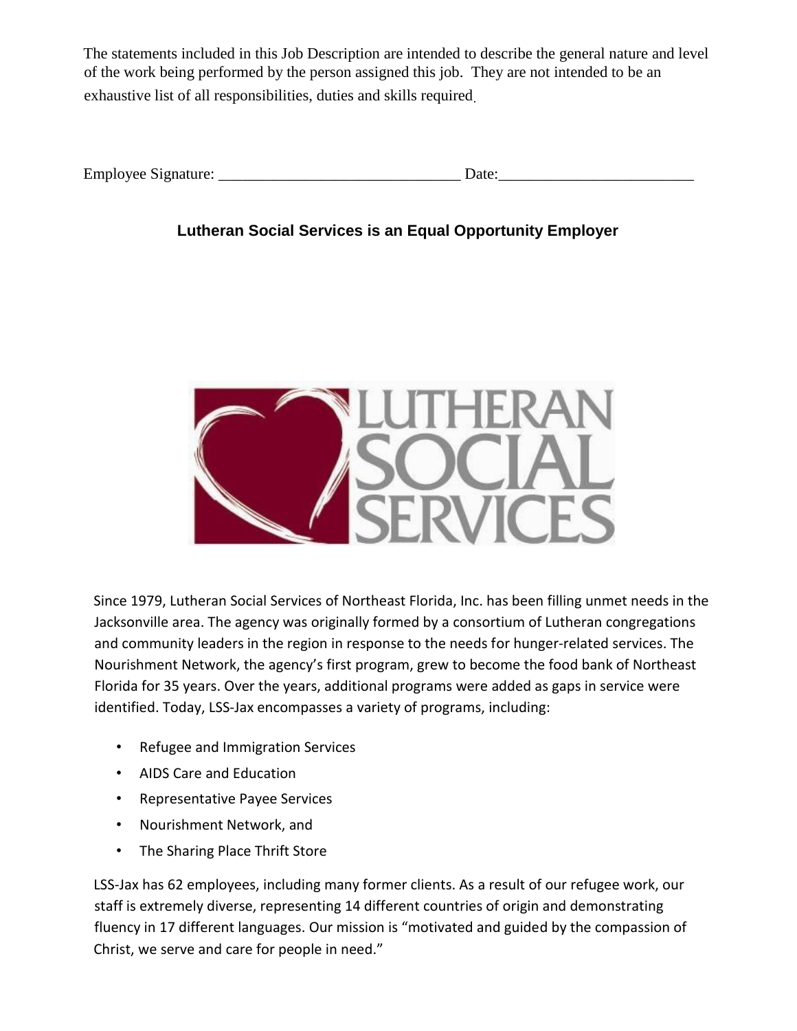The statements included in this Job Description are intended to describe the general nature and level of the work being performed by the person assigned this job. They are not intended to be an exhaustive list of all responsibilities, duties and skills required.

Employee Signature: ______________________________ Date:_________________________

**Lutheran Social Services is an Equal Opportunity Employer**

Since 1979, Lutheran Social Services of Northeast Florida, Inc. has been filling unmet needs in the Jacksonville area. The agency was originally formed by a consortium of Lutheran congregations and community leaders in the region in response to the needs for hunger-related services. The Nourishment Network, the agency's first program, grew to become the food bank of Northeast Florida for 35 years. Over the years, additional programs were added as gaps in service were identified. Today, LSS-Jax encompasses a variety of programs, including:

- Refugee and Immigration Services
- AIDS Care and Education
- Representative Payee Services
- Nourishment Network, and
- The Sharing Place Thrift Store

LSS-Jax has 62 employees, including many former clients. As a result of our refugee work, our staff is extremely diverse, representing 14 different countries of origin and demonstrating fluency in 17 different languages. Our mission is "motivated and guided by the compassion of Christ, we serve and care for people in need."